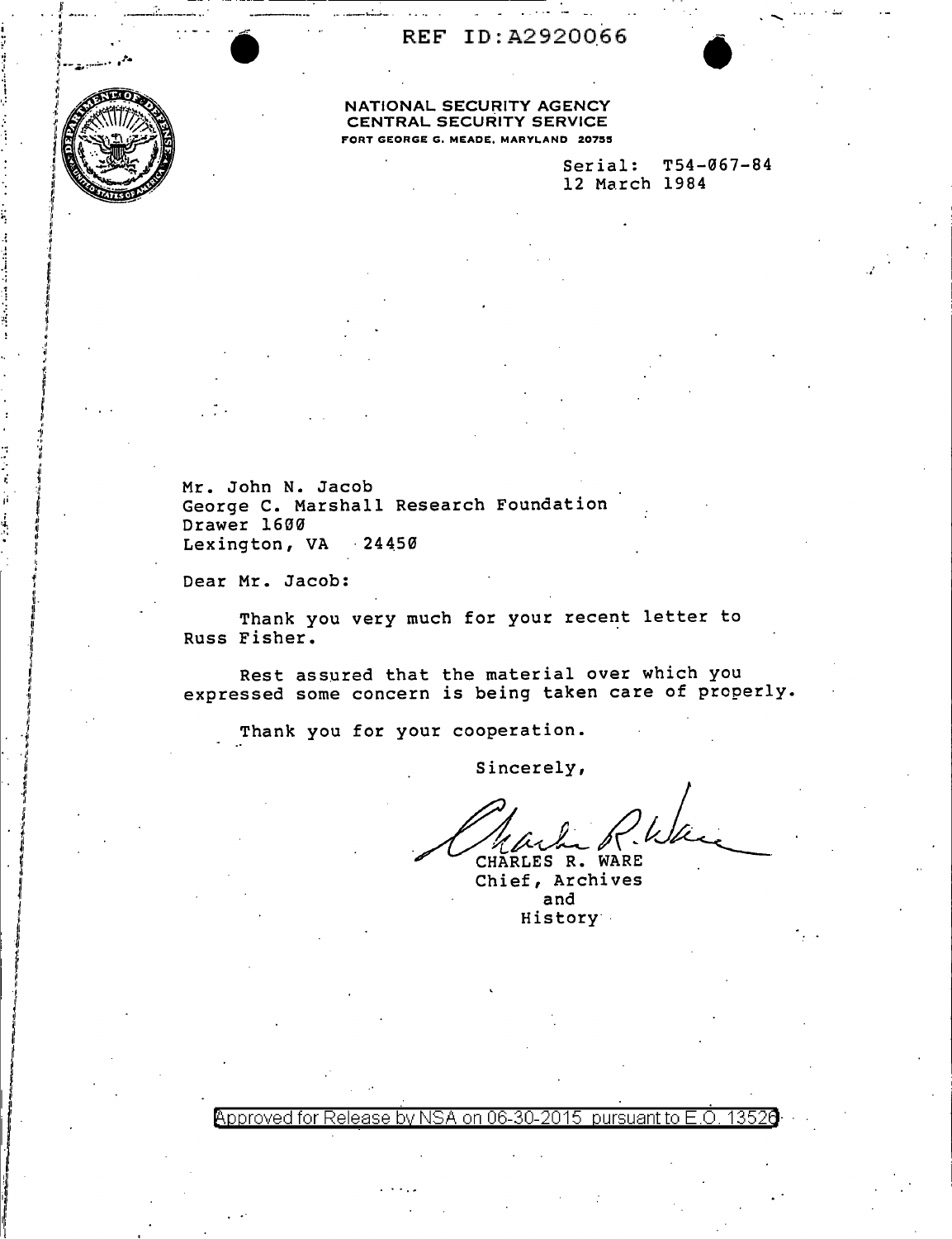REF ID:A2920066

**NATIONAL SECURITY AGENCY**
**CENTRAL SECURITY SERVICE**
FORT GEORGE G. MEADE, MARYLAND 20755

Serial: T54-067-84
12 March 1984

Mr. John N. Jacob
George C. Marshall Research Foundation
Drawer 1600
Lexington, VA 24450

Dear Mr. Jacob:

Thank you very much for your recent letter to Russ Fisher.

Rest assured that the material over which you expressed some concern is being taken care of properly.

Thank you for your cooperation.

Sincerely,

CHARLES R. WARE
Chief, Archives
and
History

Approved for Release by NSA on 06-30-2015 pursuant to E.O. 13526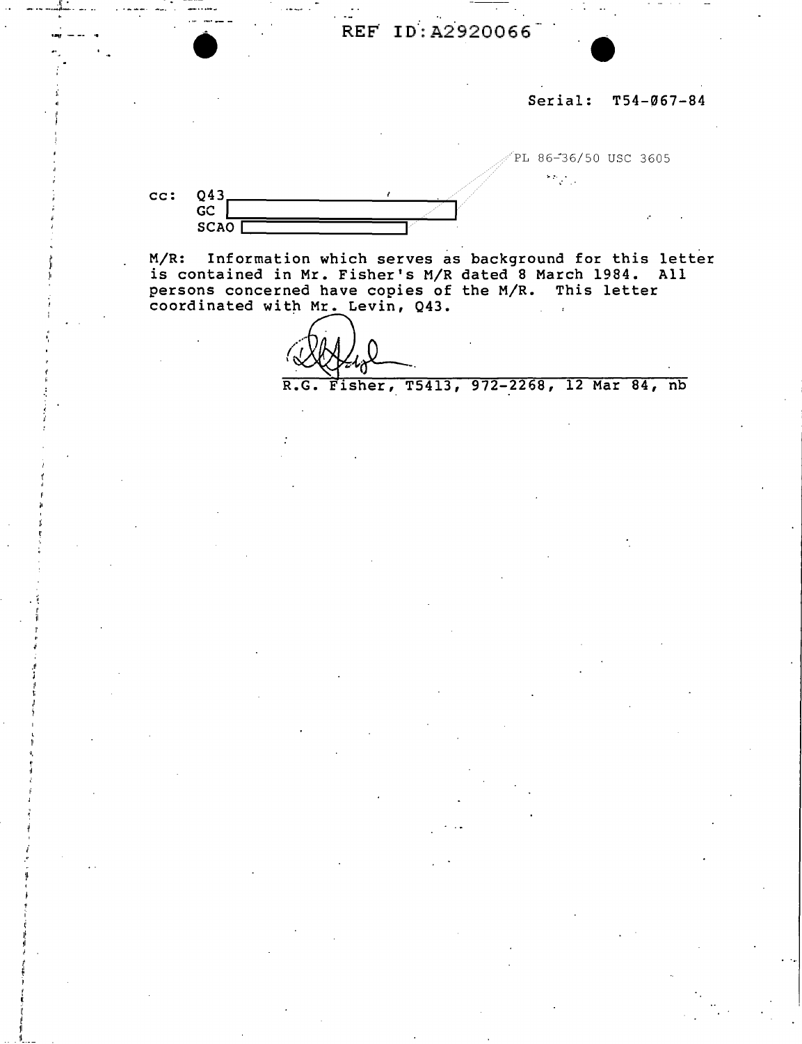REF ID:A2920066

Serial: T54-067-84

PL 86-36/50 USC 3605

cc: Q43
GC
SCAO

M/R: Information which serves as background for this letter is contained in Mr. Fisher's M/R dated 8 March 1984. All persons concerned have copies of the M/R. This letter coordinated with Mr. Levin, Q43.

R.G. Fisher, T5413, 972-2268, 12 Mar 84, nb